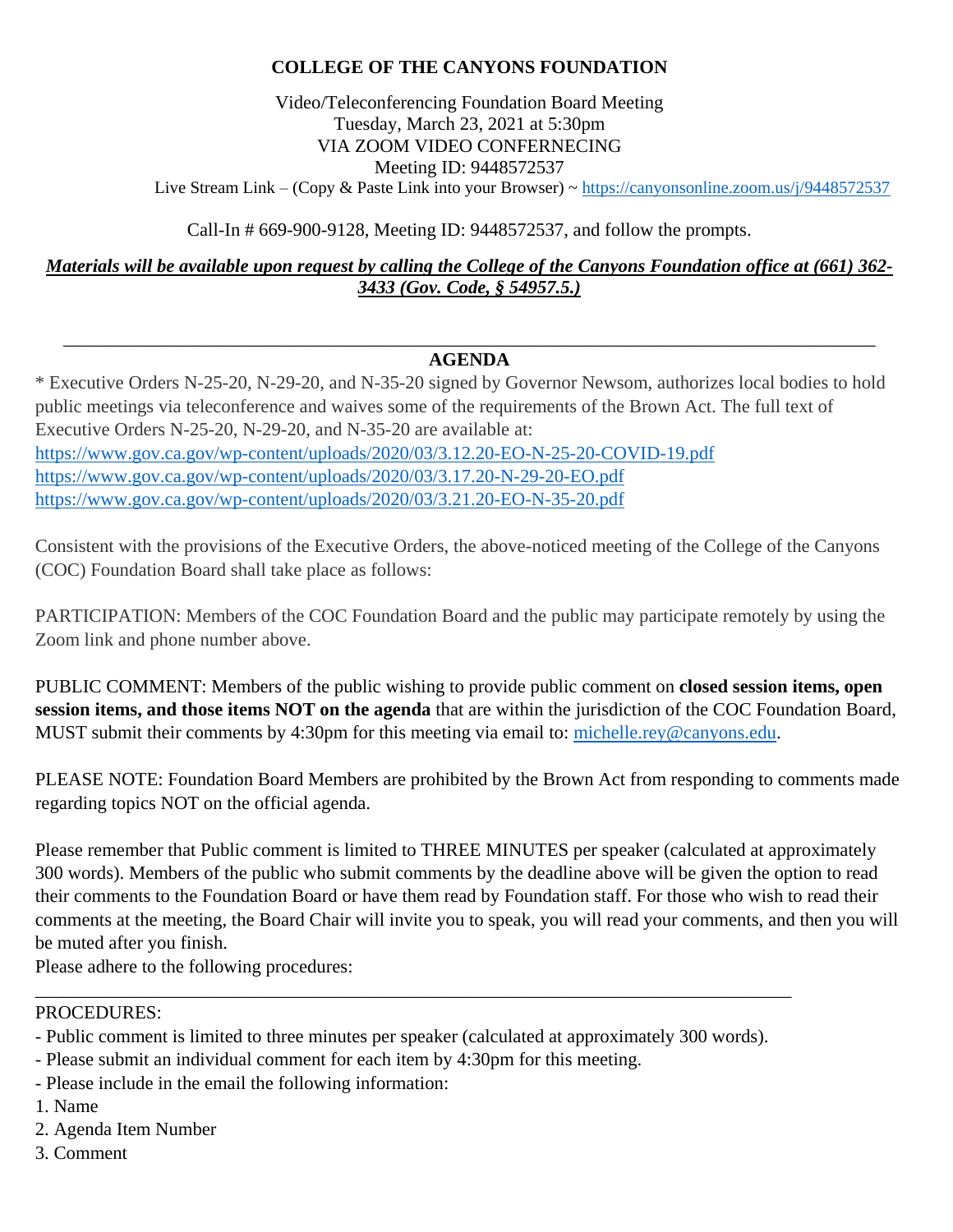# COLLEGE OF THE CANYONS FOUNDATION

Video/Teleconferencing Foundation Board Meeting
Tuesday, March 23, 2021 at 5:30pm
VIA ZOOM VIDEO CONFERNECING
Meeting ID: 9448572537
Live Stream Link – (Copy & Paste Link into your Browser) ~ https://canyonsonline.zoom.us/j/9448572537

Call-In # 669-900-9128, Meeting ID: 9448572537, and follow the prompts.

***Materials will be available upon request by calling the College of the Canyons Foundation office at (661) 362-3433 (Gov. Code, § 54957.5.)***

---

## AGENDA

* Executive Orders N-25-20, N-29-20, and N-35-20 signed by Governor Newsom, authorizes local bodies to hold public meetings via teleconference and waives some of the requirements of the Brown Act. The full text of Executive Orders N-25-20, N-29-20, and N-35-20 are available at:
https://www.gov.ca.gov/wp-content/uploads/2020/03/3.12.20-EO-N-25-20-COVID-19.pdf
https://www.gov.ca.gov/wp-content/uploads/2020/03/3.17.20-N-29-20-EO.pdf
https://www.gov.ca.gov/wp-content/uploads/2020/03/3.21.20-EO-N-35-20.pdf

Consistent with the provisions of the Executive Orders, the above-noticed meeting of the College of the Canyons (COC) Foundation Board shall take place as follows:

PARTICIPATION: Members of the COC Foundation Board and the public may participate remotely by using the Zoom link and phone number above.

PUBLIC COMMENT: Members of the public wishing to provide public comment on **closed session items, open session items, and those items NOT on the agenda** that are within the jurisdiction of the COC Foundation Board, MUST submit their comments by 4:30pm for this meeting via email to: michelle.rey@canyons.edu.

PLEASE NOTE: Foundation Board Members are prohibited by the Brown Act from responding to comments made regarding topics NOT on the official agenda.

Please remember that Public comment is limited to THREE MINUTES per speaker (calculated at approximately 300 words). Members of the public who submit comments by the deadline above will be given the option to read their comments to the Foundation Board or have them read by Foundation staff. For those who wish to read their comments at the meeting, the Board Chair will invite you to speak, you will read your comments, and then you will be muted after you finish.
Please adhere to the following procedures:

---

PROCEDURES:
- Public comment is limited to three minutes per speaker (calculated at approximately 300 words).
- Please submit an individual comment for each item by 4:30pm for this meeting.
- Please include in the email the following information:

1. Name
2. Agenda Item Number
3. Comment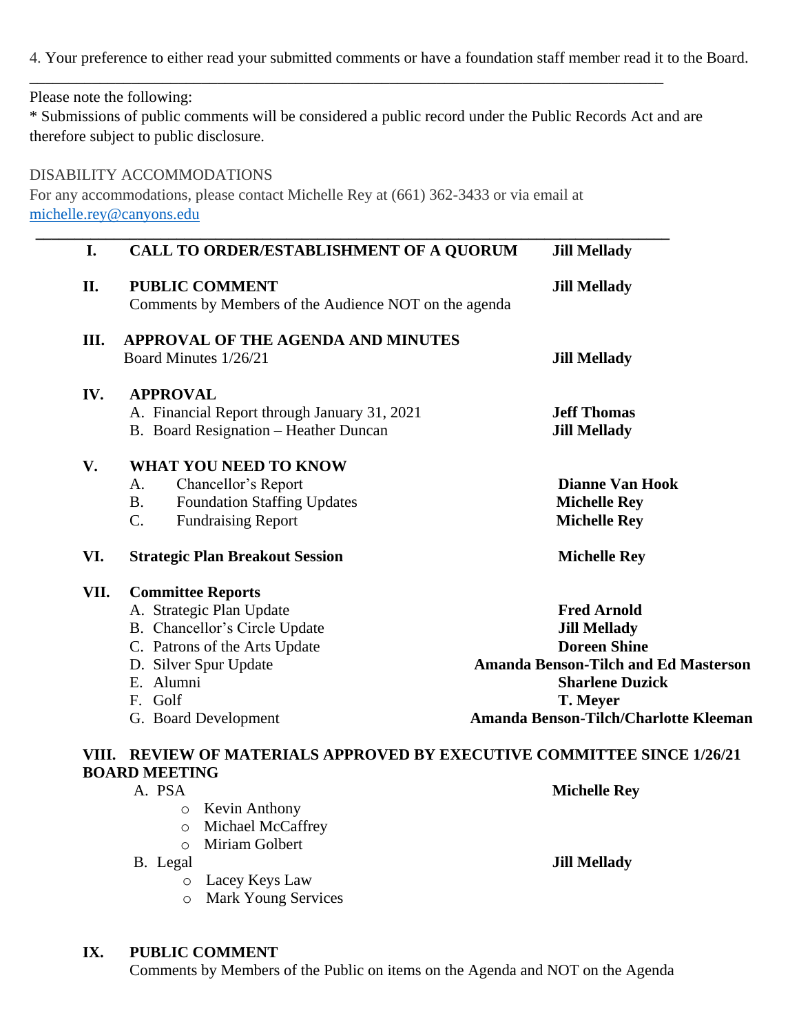4. Your preference to either read your submitted comments or have a foundation staff member read it to the Board.

---

Please note the following:

* Submissions of public comments will be considered a public record under the Public Records Act and are therefore subject to public disclosure.

DISABILITY ACCOMMODATIONS

For any accommodations, please contact Michelle Rey at (661) 362-3433 or via email at [michelle.rey@canyons.edu](mailto:michelle.rey@canyons.edu)

---

| | | |
|---|---|---|
| **I.** | **CALL TO ORDER/ESTABLISHMENT OF A QUORUM** | **Jill Mellady** |
| **II.** | **PUBLIC COMMENT**<br>Comments by Members of the Audience NOT on the agenda | **Jill Mellady** |
| **III.** | **APPROVAL OF THE AGENDA AND MINUTES**<br>Board Minutes 1/26/21 | **Jill Mellady** |
| **IV.** | **APPROVAL** | |
| | A. Financial Report through January 31, 2021 | **Jeff Thomas** |
| | B. Board Resignation – Heather Duncan | **Jill Mellady** |
| **V.** | **WHAT YOU NEED TO KNOW** | |
| | A. Chancellor's Report | **Dianne Van Hook** |
| | B. Foundation Staffing Updates | **Michelle Rey** |
| | C. Fundraising Report | **Michelle Rey** |
| **VI.** | **Strategic Plan Breakout Session** | **Michelle Rey** |
| **VII.** | **Committee Reports** | |
| | A. Strategic Plan Update | **Fred Arnold** |
| | B. Chancellor's Circle Update | **Jill Mellady** |
| | C. Patrons of the Arts Update | **Doreen Shine** |
| | D. Silver Spur Update | **Amanda Benson-Tilch and Ed Masterson** |
| | E. Alumni | **Sharlene Duzick** |
| | F. Golf | **T. Meyer** |
| | G. Board Development | **Amanda Benson-Tilch/Charlotte Kleeman** |

**VIII. REVIEW OF MATERIALS APPROVED BY EXECUTIVE COMMITTEE SINCE 1/26/21 BOARD MEETING**

A. PSA — **Michelle Rey**
- Kevin Anthony
- Michael McCaffrey
- Miriam Golbert

B. Legal — **Jill Mellady**
- Lacey Keys Law
- Mark Young Services

**IX. PUBLIC COMMENT**

Comments by Members of the Public on items on the Agenda and NOT on the Agenda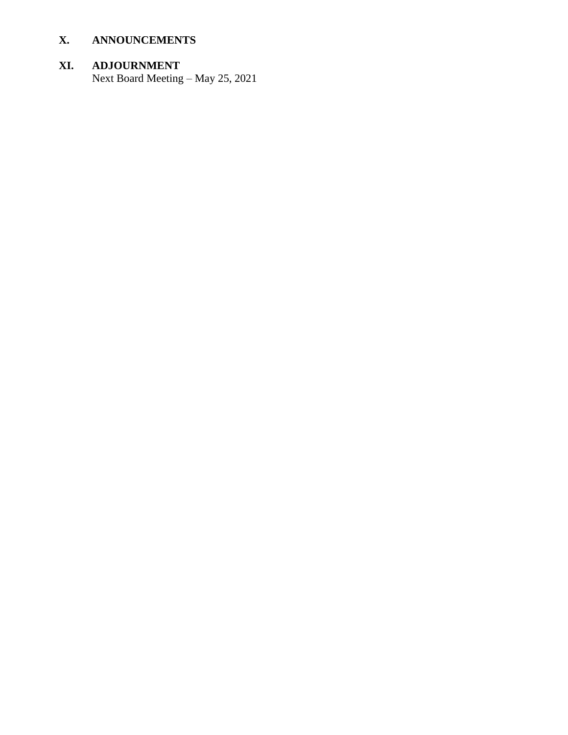## X. ANNOUNCEMENTS

## XI. ADJOURNMENT

Next Board Meeting – May 25, 2021